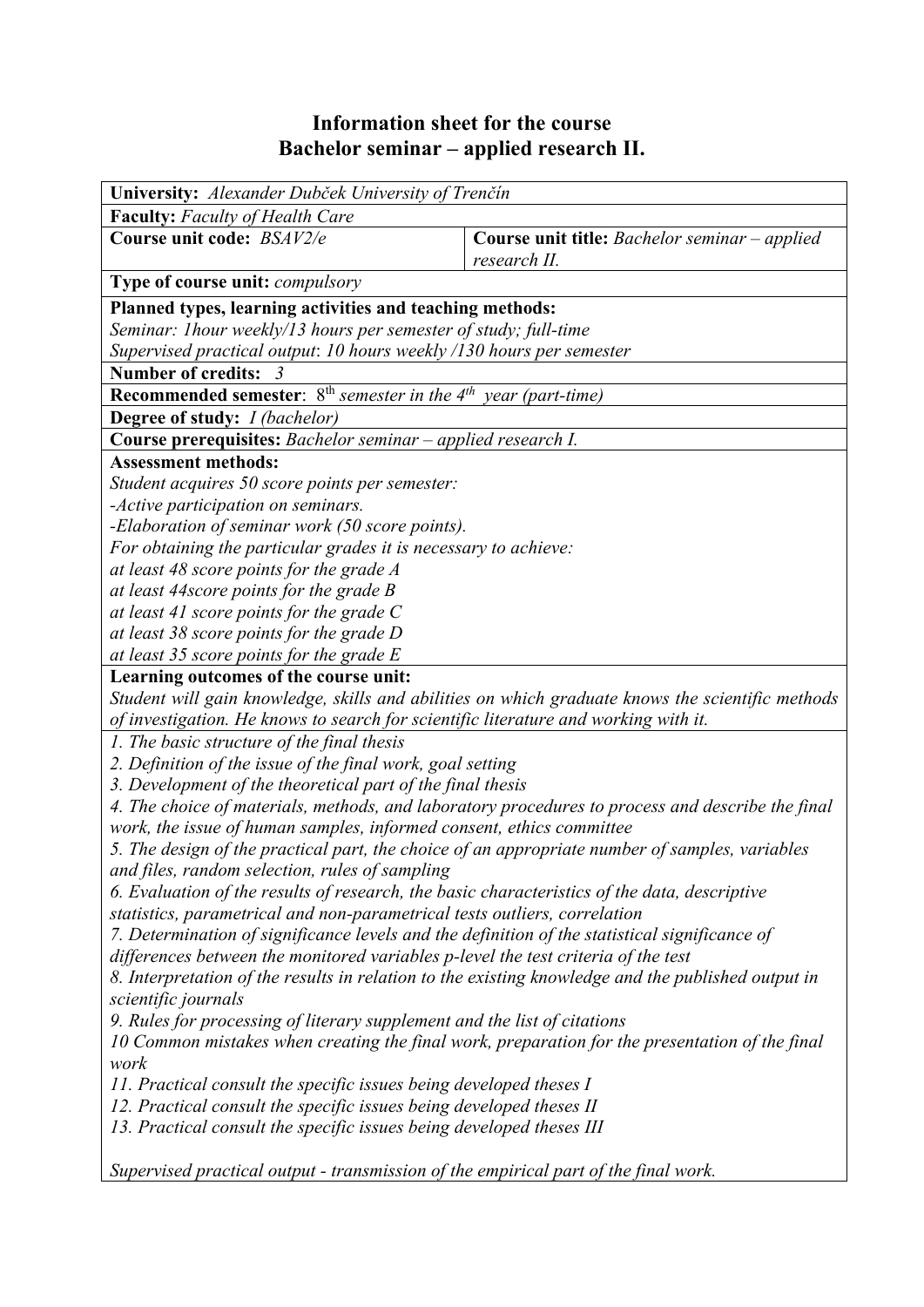# Information sheet for the course
# Bachelor seminar – applied research II.

| **University:** *Alexander Dubček University of Trenčín* | |
|---|---|
| **Faculty:** *Faculty of Health Care* | |
| **Course unit code:** *BSAV2/e* | **Course unit title:** *Bachelor seminar – applied research II.* |
| **Type of course unit:** *compulsory* | |
| **Planned types, learning activities and teaching methods:**<br>*Seminar: 1hour weekly/13 hours per semester of study; full-time*<br>*Supervised practical output: 10 hours weekly /130 hours per semester* | |
| **Number of credits:** *3* | |
| **Recommended semester:** *8th semester in the 4th year (part-time)* | |
| **Degree of study:** *I (bachelor)* | |
| **Course prerequisites:** *Bachelor seminar – applied research I.* | |
| **Assessment methods:**<br>*Student acquires 50 score points per semester:*<br>*-Active participation on seminars.*<br>*-Elaboration of seminar work (50 score points).*<br>*For obtaining the particular grades it is necessary to achieve:*<br>*at least 48 score points for the grade A*<br>*at least 44score points for the grade B*<br>*at least 41 score points for the grade C*<br>*at least 38 score points for the grade D*<br>*at least 35 score points for the grade E* | |
| **Learning outcomes of the course unit:**<br>*Student will gain knowledge, skills and abilities on which graduate knows the scientific methods of investigation. He knows to search for scientific literature and working with it.* | |
| *1. The basic structure of the final thesis*<br>*2. Definition of the issue of the final work, goal setting*<br>*3. Development of the theoretical part of the final thesis*<br>*4. The choice of materials, methods, and laboratory procedures to process and describe the final work, the issue of human samples, informed consent, ethics committee*<br>*5. The design of the practical part, the choice of an appropriate number of samples, variables and files, random selection, rules of sampling*<br>*6. Evaluation of the results of research, the basic characteristics of the data, descriptive statistics, parametrical and non-parametrical tests outliers, correlation*<br>*7. Determination of significance levels and the definition of the statistical significance of differences between the monitored variables p-level the test criteria of the test*<br>*8. Interpretation of the results in relation to the existing knowledge and the published output in scientific journals*<br>*9. Rules for processing of literary supplement and the list of citations*<br>*10 Common mistakes when creating the final work, preparation for the presentation of the final work*<br>*11. Practical consult the specific issues being developed theses I*<br>*12. Practical consult the specific issues being developed theses II*<br>*13. Practical consult the specific issues being developed theses III*<br><br>*Supervised practical output - transmission of the empirical part of the final work.* | |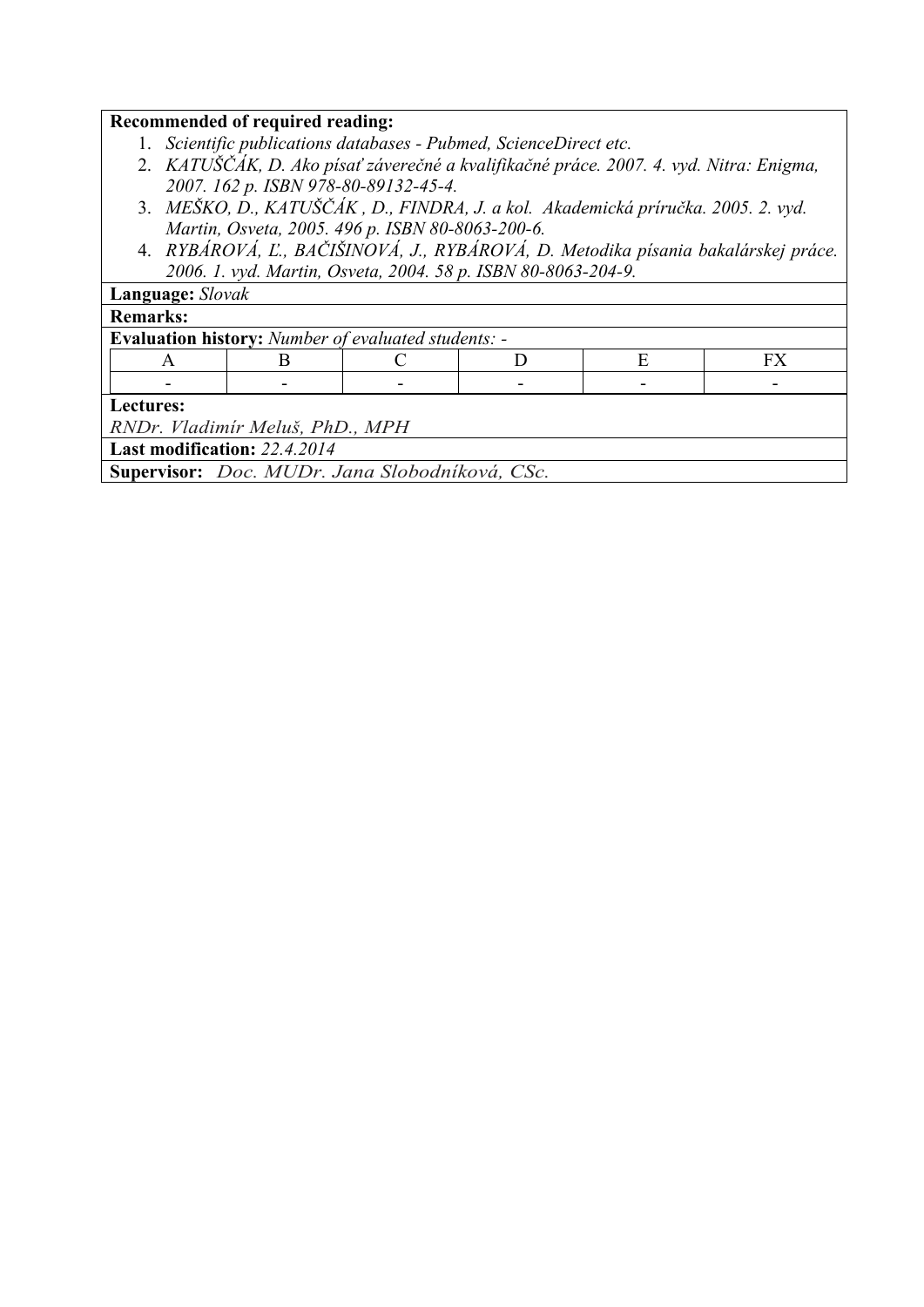**Recommended of required reading:**

1. *Scientific publications databases - Pubmed, ScienceDirect etc.*
2. *KATUŠČÁK, D. Ako písať záverečné a kvalifikačné práce. 2007. 4. vyd. Nitra: Enigma, 2007. 162 p. ISBN 978-80-89132-45-4.*
3. *MEŠKO, D., KATUŠČÁK , D., FINDRA, J. a kol. Akademická príručka. 2005. 2. vyd. Martin, Osveta, 2005. 496 p. ISBN 80-8063-200-6.*
4. *RYBÁROVÁ, Ľ., BAČIŠINOVÁ, J., RYBÁROVÁ, D. Metodika písania bakalárskej práce. 2006. 1. vyd. Martin, Osveta, 2004. 58 p. ISBN 80-8063-204-9.*

**Language:** *Slovak*

**Remarks:**

**Evaluation history:** *Number of evaluated students: -*

| A | B | C | D | E | FX |
|---|---|---|---|---|---|
| - | - | - | - | - | - |

**Lectures:**

*RNDr. Vladimír Meluš, PhD., MPH*

**Last modification:** *22.4.2014*

**Supervisor:** *Doc. MUDr. Jana Slobodníková, CSc.*